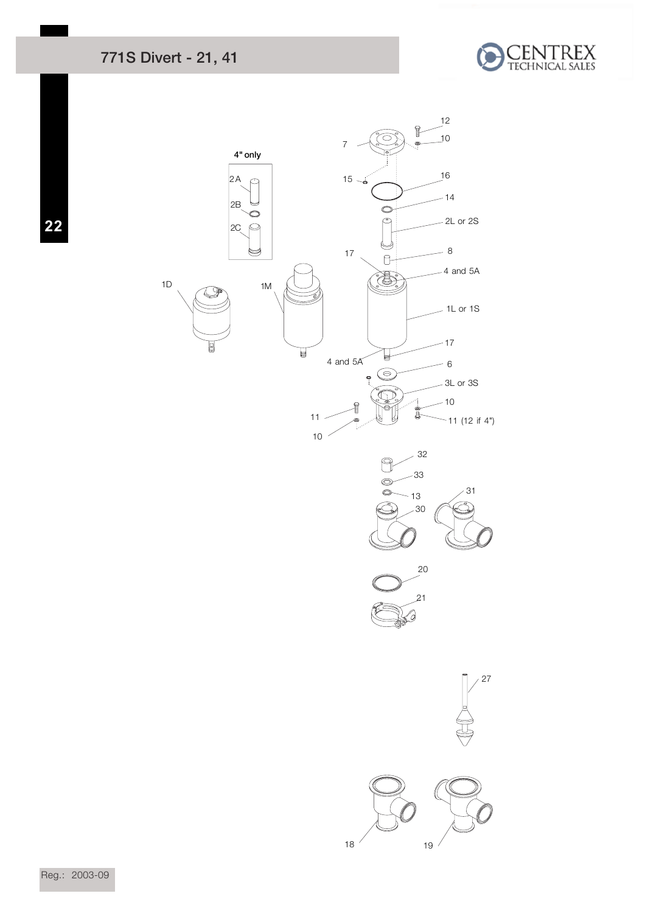# 771S Divert - 21, 41

4" only

2A

2B

2C

1D

1M

7

12

10

15

16

14

2L or 2S

17

8

4 and 5A

1L or 1S

17

4 and 5A

6

3L or 3S

10

11 (12 if 4")

11

10

32

33

13

30

31

20

21

27

18

19

Reg.: 2003-09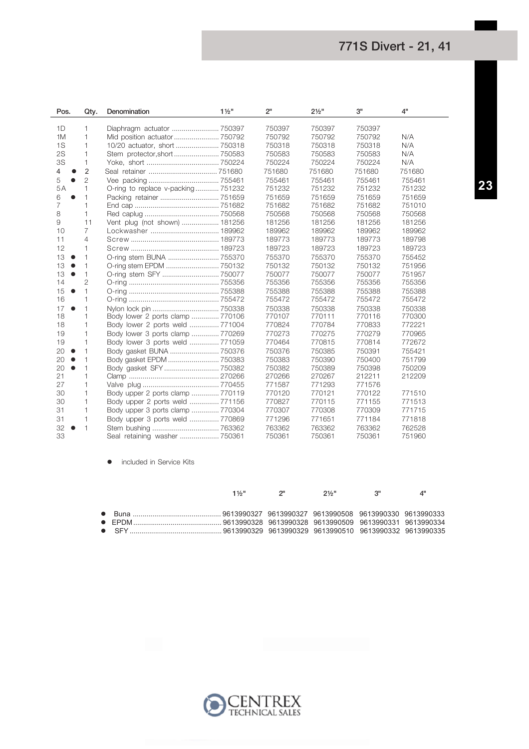# 771S Divert - 21, 41

| Pos. | | Qty. | Denomination | 1½" | 2" | 2½" | 3" | 4" |
|---|---|---|---|---|---|---|---|---|
| 1D | | 1 | Diaphragm actuator | 750397 | 750397 | 750397 | 750397 | |
| 1M | | 1 | Mid position actuator | 750792 | 750792 | 750792 | 750792 | N/A |
| 1S | | 1 | 10/20 actuator, short | 750318 | 750318 | 750318 | 750318 | N/A |
| 2S | | 1 | Stem protector,short | 750583 | 750583 | 750583 | 750583 | N/A |
| 3S | | 1 | Yoke, short | 750224 | 750224 | 750224 | 750224 | N/A |
| 4 | ● | 2 | Seal retainer | 751680 | 751680 | 751680 | 751680 | 751680 |
| 5 | ● | 2 | Vee packing | 755461 | 755461 | 755461 | 755461 | 755461 |
| 5A | | 1 | O-ring to replace v-packing | 751232 | 751232 | 751232 | 751232 | 751232 |
| 6 | ● | 1 | Packing retainer | 751659 | 751659 | 751659 | 751659 | 751659 |
| 7 | | 1 | End cap | 751682 | 751682 | 751682 | 751682 | 751010 |
| 8 | | 1 | Red caplug | 750568 | 750568 | 750568 | 750568 | 750568 |
| 9 | | 11 | Vent plug (not shown) | 181256 | 181256 | 181256 | 181256 | 181256 |
| 10 | | 7 | Lockwasher | 189962 | 189962 | 189962 | 189962 | 189962 |
| 11 | | 4 | Screw | 189773 | 189773 | 189773 | 189773 | 189798 |
| 12 | | 1 | Screw | 189723 | 189723 | 189723 | 189723 | 189723 |
| 13 | ● | 1 | O-ring stem BUNA | 755370 | 755370 | 755370 | 755370 | 755452 |
| 13 | ● | 1 | O-ring stem EPDM | 750132 | 750132 | 750132 | 750132 | 751956 |
| 13 | ● | 1 | O-ring stem SFY | 750077 | 750077 | 750077 | 750077 | 751957 |
| 14 | | 2 | O-ring | 755356 | 755356 | 755356 | 755356 | 755356 |
| 15 | ● | 1 | O-ring | 755388 | 755388 | 755388 | 755388 | 755388 |
| 16 | | 1 | O-ring | 755472 | 755472 | 755472 | 755472 | 755472 |
| 17 | ● | 1 | Nylon lock pin | 750338 | 750338 | 750338 | 750338 | 750338 |
| 18 | | 1 | Body lower 2 ports clamp | 770106 | 770107 | 770111 | 770116 | 770300 |
| 18 | | 1 | Body lower 2 ports weld | 771004 | 770824 | 770784 | 770833 | 772221 |
| 19 | | 1 | Body lower 3 ports clamp | 770269 | 770273 | 770275 | 770279 | 770965 |
| 19 | | 1 | Body lower 3 ports weld | 771059 | 770464 | 770815 | 770814 | 772672 |
| 20 | ● | 1 | Body gasket BUNA | 750376 | 750376 | 750385 | 750391 | 755421 |
| 20 | ● | 1 | Body gasket EPDM | 750383 | 750383 | 750390 | 750400 | 751799 |
| 20 | ● | 1 | Body gasket SFY | 750382 | 750382 | 750389 | 750398 | 750209 |
| 21 | | 1 | Clamp | 270266 | 270266 | 270267 | 212211 | 212209 |
| 27 | | 1 | Valve plug | 770455 | 771587 | 771293 | 771576 | |
| 30 | | 1 | Body upper 2 ports clamp | 770119 | 770120 | 770121 | 770122 | 771510 |
| 30 | | 1 | Body upper 2 ports weld | 771156 | 770827 | 770115 | 771155 | 771513 |
| 31 | | 1 | Body upper 3 ports clamp | 770304 | 770307 | 770308 | 770309 | 771715 |
| 31 | | 1 | Body upper 3 ports weld | 770869 | 771296 | 771651 | 771184 | 771818 |
| 32 | ● | 1 | Stem bushing | 763362 | 763362 | 763362 | 763362 | 762528 |
| 33 | | | Seal retaining washer | 750361 | 750361 | 750361 | 750361 | 751960 |

● included in Service Kits

| | | 1½" | 2" | 2½" | 3" | 4" |
|---|---|---|---|---|---|---|
| ● | Buna | 9613990327 | 9613990327 | 9613990508 | 9613990330 | 9613990333 |
| ● | EPDM | 9613990328 | 9613990328 | 9613990509 | 9613990331 | 9613990334 |
| ● | SFY | 9613990329 | 9613990329 | 9613990510 | 9613990332 | 9613990335 |

CENTREX TECHNICAL SALES